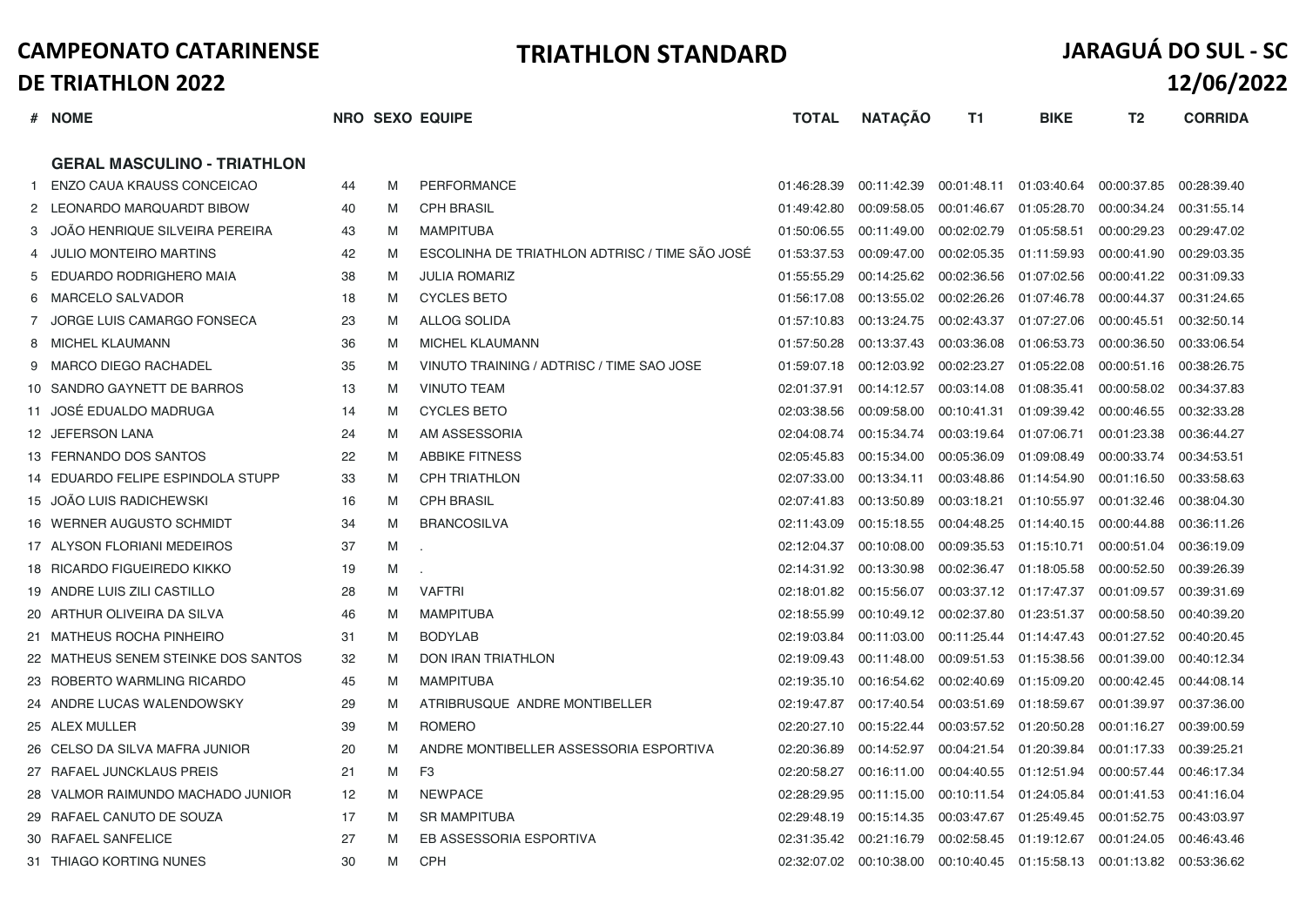# CAMPEONATO CATARINENSE DE TRIATHLON 2022

## TRIATHLON STANDARD

## JARAGUÁ DO SUL - SC 12/06/2022

| # | NOME | NRO | SEXO | EQUIPE | TOTAL | NATAÇÃO | T1 | BIKE | T2 | CORRIDA |
|---|---|---|---|---|---|---|---|---|---|---|
| | **GERAL MASCULINO - TRIATHLON** | | | | | | | | | |
| 1 | ENZO CAUA KRAUSS CONCEICAO | 44 | M | PERFORMANCE | 01:46:28.39 | 00:11:42.39 | 00:01:48.11 | 01:03:40.64 | 00:00:37.85 | 00:28:39.40 |
| 2 | LEONARDO MARQUARDT BIBOW | 40 | M | CPH BRASIL | 01:49:42.80 | 00:09:58.05 | 00:01:46.67 | 01:05:28.70 | 00:00:34.24 | 00:31:55.14 |
| 3 | JOÃO HENRIQUE SILVEIRA PEREIRA | 43 | M | MAMPITUBA | 01:50:06.55 | 00:11:49.00 | 00:02:02.79 | 01:05:58.51 | 00:00:29.23 | 00:29:47.02 |
| 4 | JULIO MONTEIRO MARTINS | 42 | M | ESCOLINHA DE TRIATHLON ADTRISC / TIME SÃO JOSÉ | 01:53:37.53 | 00:09:47.00 | 00:02:05.35 | 01:11:59.93 | 00:00:41.90 | 00:29:03.35 |
| 5 | EDUARDO RODRIGHERO MAIA | 38 | M | JULIA ROMARIZ | 01:55:55.29 | 00:14:25.62 | 00:02:36.56 | 01:07:02.56 | 00:00:41.22 | 00:31:09.33 |
| 6 | MARCELO SALVADOR | 18 | M | CYCLES BETO | 01:56:17.08 | 00:13:55.02 | 00:02:26.26 | 01:07:46.78 | 00:00:44.37 | 00:31:24.65 |
| 7 | JORGE LUIS CAMARGO FONSECA | 23 | M | ALLOG SOLIDA | 01:57:10.83 | 00:13:24.75 | 00:02:43.37 | 01:07:27.06 | 00:00:45.51 | 00:32:50.14 |
| 8 | MICHEL KLAUMANN | 36 | M | MICHEL KLAUMANN | 01:57:50.28 | 00:13:37.43 | 00:03:36.08 | 01:06:53.73 | 00:00:36.50 | 00:33:06.54 |
| 9 | MARCO DIEGO RACHADEL | 35 | M | VINUTO TRAINING / ADTRISC / TIME SAO JOSE | 01:59:07.18 | 00:12:03.92 | 00:02:23.27 | 01:05:22.08 | 00:00:51.16 | 00:38:26.75 |
| 10 | SANDRO GAYNETT DE BARROS | 13 | M | VINUTO TEAM | 02:01:37.91 | 00:14:12.57 | 00:03:14.08 | 01:08:35.41 | 00:00:58.02 | 00:34:37.83 |
| 11 | JOSÉ EDUALDO MADRUGA | 14 | M | CYCLES BETO | 02:03:38.56 | 00:09:58.00 | 00:10:41.31 | 01:09:39.42 | 00:00:46.55 | 00:32:33.28 |
| 12 | JEFERSON LANA | 24 | M | AM ASSESSORIA | 02:04:08.74 | 00:15:34.74 | 00:03:19.64 | 01:07:06.71 | 00:01:23.38 | 00:36:44.27 |
| 13 | FERNANDO DOS SANTOS | 22 | M | ABBIKE FITNESS | 02:05:45.83 | 00:15:34.00 | 00:05:36.09 | 01:09:08.49 | 00:00:33.74 | 00:34:53.51 |
| 14 | EDUARDO FELIPE ESPINDOLA STUPP | 33 | M | CPH TRIATHLON | 02:07:33.00 | 00:13:34.11 | 00:03:48.86 | 01:14:54.90 | 00:01:16.50 | 00:33:58.63 |
| 15 | JOÃO LUIS RADICHEWSKI | 16 | M | CPH BRASIL | 02:07:41.83 | 00:13:50.89 | 00:03:18.21 | 01:10:55.97 | 00:01:32.46 | 00:38:04.30 |
| 16 | WERNER AUGUSTO SCHMIDT | 34 | M | BRANCOSILVA | 02:11:43.09 | 00:15:18.55 | 00:04:48.25 | 01:14:40.15 | 00:00:44.88 | 00:36:11.26 |
| 17 | ALYSON FLORIANI MEDEIROS | 37 | M | . | 02:12:04.37 | 00:10:08.00 | 00:09:35.53 | 01:15:10.71 | 00:00:51.04 | 00:36:19.09 |
| 18 | RICARDO FIGUEIREDO KIKKO | 19 | M | . | 02:14:31.92 | 00:13:30.98 | 00:02:36.47 | 01:18:05.58 | 00:00:52.50 | 00:39:26.39 |
| 19 | ANDRE LUIS ZILI CASTILLO | 28 | M | VAFTRI | 02:18:01.82 | 00:15:56.07 | 00:03:37.12 | 01:17:47.37 | 00:01:09.57 | 00:39:31.69 |
| 20 | ARTHUR OLIVEIRA DA SILVA | 46 | M | MAMPITUBA | 02:18:55.99 | 00:10:49.12 | 00:02:37.80 | 01:23:51.37 | 00:00:58.50 | 00:40:39.20 |
| 21 | MATHEUS ROCHA PINHEIRO | 31 | M | BODYLAB | 02:19:03.84 | 00:11:03.00 | 00:11:25.44 | 01:14:47.43 | 00:01:27.52 | 00:40:20.45 |
| 22 | MATHEUS SENEM STEINKE DOS SANTOS | 32 | M | DON IRAN TRIATHLON | 02:19:09.43 | 00:11:48.00 | 00:09:51.53 | 01:15:38.56 | 00:01:39.00 | 00:40:12.34 |
| 23 | ROBERTO WARMLING RICARDO | 45 | M | MAMPITUBA | 02:19:35.10 | 00:16:54.62 | 00:02:40.69 | 01:15:09.20 | 00:00:42.45 | 00:44:08.14 |
| 24 | ANDRE LUCAS WALENDOWSKY | 29 | M | ATRIBRUSQUE ANDRE MONTIBELLER | 02:19:47.87 | 00:17:40.54 | 00:03:51.69 | 01:18:59.67 | 00:01:39.97 | 00:37:36.00 |
| 25 | ALEX MULLER | 39 | M | ROMERO | 02:20:27.10 | 00:15:22.44 | 00:03:57.52 | 01:20:50.28 | 00:01:16.27 | 00:39:00.59 |
| 26 | CELSO DA SILVA MAFRA JUNIOR | 20 | M | ANDRE MONTIBELLER ASSESSORIA ESPORTIVA | 02:20:36.89 | 00:14:52.97 | 00:04:21.54 | 01:20:39.84 | 00:01:17.33 | 00:39:25.21 |
| 27 | RAFAEL JUNCKLAUS PREIS | 21 | M | F3 | 02:20:58.27 | 00:16:11.00 | 00:04:40.55 | 01:12:51.94 | 00:00:57.44 | 00:46:17.34 |
| 28 | VALMOR RAIMUNDO MACHADO JUNIOR | 12 | M | NEWPACE | 02:28:29.95 | 00:11:15.00 | 00:10:11.54 | 01:24:05.84 | 00:01:41.53 | 00:41:16.04 |
| 29 | RAFAEL CANUTO DE SOUZA | 17 | M | SR MAMPITUBA | 02:29:48.19 | 00:15:14.35 | 00:03:47.67 | 01:25:49.45 | 00:01:52.75 | 00:43:03.97 |
| 30 | RAFAEL SANFELICE | 27 | M | EB ASSESSORIA ESPORTIVA | 02:31:35.42 | 00:21:16.79 | 00:02:58.45 | 01:19:12.67 | 00:01:24.05 | 00:46:43.46 |
| 31 | THIAGO KORTING NUNES | 30 | M | CPH | 02:32:07.02 | 00:10:38.00 | 00:10:40.45 | 01:15:58.13 | 00:01:13.82 | 00:53:36.62 |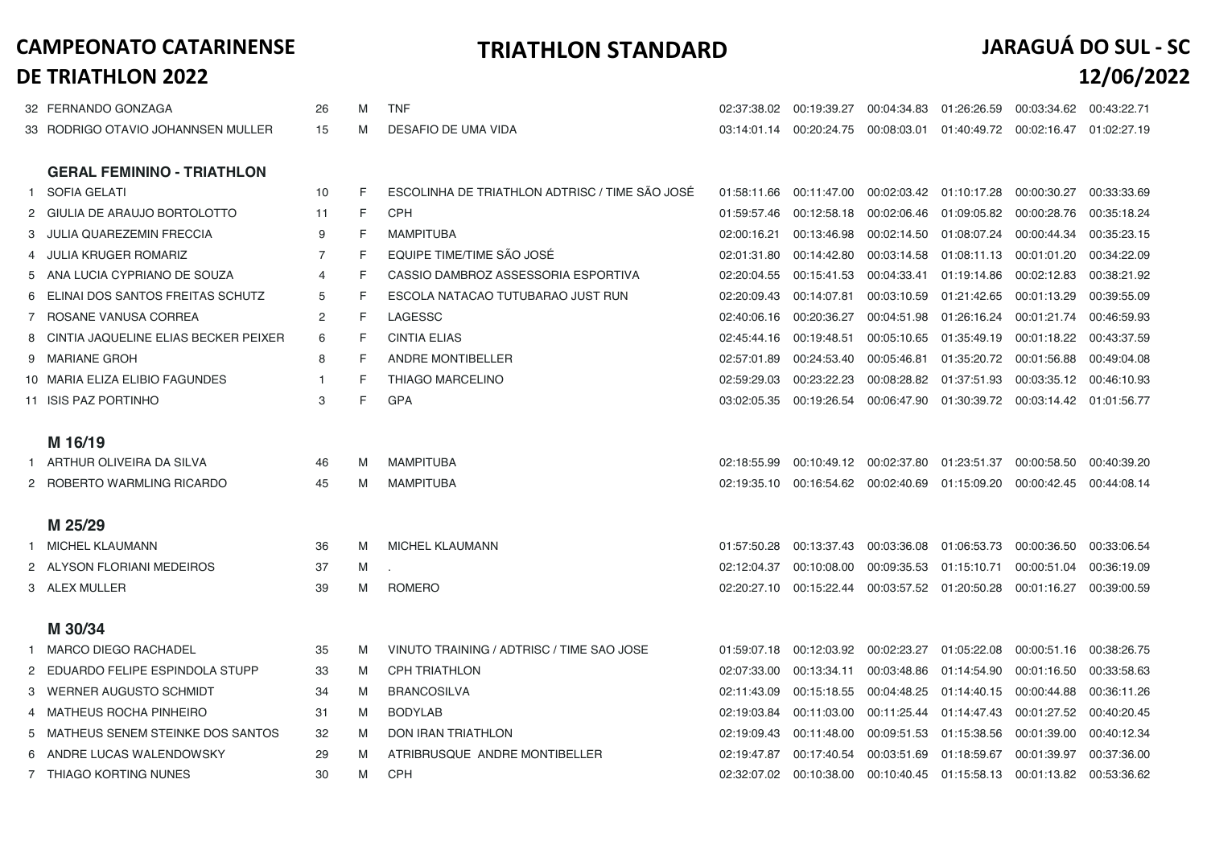| | | | | | | | | | | |
|---|---|---|---|---|---|---|---|---|---|---|
| 32 | FERNANDO GONZAGA | 26 | M | TNF | 02:37:38.02 | 00:19:39.27 | 00:04:34.83 | 01:26:26.59 | 00:03:34.62 | 00:43:22.71 |
| 33 | RODRIGO OTAVIO JOHANNSEN MULLER | 15 | M | DESAFIO DE UMA VIDA | 03:14:01.14 | 00:20:24.75 | 00:08:03.01 | 01:40:49.72 | 00:02:16.47 | 01:02:27.19 |

**GERAL FEMININO - TRIATHLON**

| | | | | | | | | | | |
|---|---|---|---|---|---|---|---|---|---|---|
| 1 | SOFIA GELATI | 10 | F | ESCOLINHA DE TRIATHLON ADTRISC / TIME SÃO JOSÉ | 01:58:11.66 | 00:11:47.00 | 00:02:03.42 | 01:10:17.28 | 00:00:30.27 | 00:33:33.69 |
| 2 | GIULIA DE ARAUJO BORTOLOTTO | 11 | F | CPH | 01:59:57.46 | 00:12:58.18 | 00:02:06.46 | 01:09:05.82 | 00:00:28.76 | 00:35:18.24 |
| 3 | JULIA QUAREZEMIN FRECCIA | 9 | F | MAMPITUBA | 02:00:16.21 | 00:13:46.98 | 00:02:14.50 | 01:08:07.24 | 00:00:44.34 | 00:35:23.15 |
| 4 | JULIA KRUGER ROMARIZ | 7 | F | EQUIPE TIME/TIME SÃO JOSÉ | 02:01:31.80 | 00:14:42.80 | 00:03:14.58 | 01:08:11.13 | 00:01:01.20 | 00:34:22.09 |
| 5 | ANA LUCIA CYPRIANO DE SOUZA | 4 | F | CASSIO DAMBROZ ASSESSORIA ESPORTIVA | 02:20:04.55 | 00:15:41.53 | 00:04:33.41 | 01:19:14.86 | 00:02:12.83 | 00:38:21.92 |
| 6 | ELINAI DOS SANTOS FREITAS SCHUTZ | 5 | F | ESCOLA NATACAO TUTUBARAO JUST RUN | 02:20:09.43 | 00:14:07.81 | 00:03:10.59 | 01:21:42.65 | 00:01:13.29 | 00:39:55.09 |
| 7 | ROSANE VANUSA CORREA | 2 | F | LAGESSC | 02:40:06.16 | 00:20:36.27 | 00:04:51.98 | 01:26:16.24 | 00:01:21.74 | 00:46:59.93 |
| 8 | CINTIA JAQUELINE ELIAS BECKER PEIXER | 6 | F | CINTIA ELIAS | 02:45:44.16 | 00:19:48.51 | 00:05:10.65 | 01:35:49.19 | 00:01:18.22 | 00:43:37.59 |
| 9 | MARIANE GROH | 8 | F | ANDRE MONTIBELLER | 02:57:01.89 | 00:24:53.40 | 00:05:46.81 | 01:35:20.72 | 00:01:56.88 | 00:49:04.08 |
| 10 | MARIA ELIZA ELIBIO FAGUNDES | 1 | F | THIAGO MARCELINO | 02:59:29.03 | 00:23:22.23 | 00:08:28.82 | 01:37:51.93 | 00:03:35.12 | 00:46:10.93 |
| 11 | ISIS PAZ PORTINHO | 3 | F | GPA | 03:02:05.35 | 00:19:26.54 | 00:06:47.90 | 01:30:39.72 | 00:03:14.42 | 01:01:56.77 |

**M 16/19**

| | | | | | | | | | | |
|---|---|---|---|---|---|---|---|---|---|---|
| 1 | ARTHUR OLIVEIRA DA SILVA | 46 | M | MAMPITUBA | 02:18:55.99 | 00:10:49.12 | 00:02:37.80 | 01:23:51.37 | 00:00:58.50 | 00:40:39.20 |
| 2 | ROBERTO WARMLING RICARDO | 45 | M | MAMPITUBA | 02:19:35.10 | 00:16:54.62 | 00:02:40.69 | 01:15:09.20 | 00:00:42.45 | 00:44:08.14 |

**M 25/29**

| | | | | | | | | | | |
|---|---|---|---|---|---|---|---|---|---|---|
| 1 | MICHEL KLAUMANN | 36 | M | MICHEL KLAUMANN | 01:57:50.28 | 00:13:37.43 | 00:03:36.08 | 01:06:53.73 | 00:00:36.50 | 00:33:06.54 |
| 2 | ALYSON FLORIANI MEDEIROS | 37 | M | . | 02:12:04.37 | 00:10:08.00 | 00:09:35.53 | 01:15:10.71 | 00:00:51.04 | 00:36:19.09 |
| 3 | ALEX MULLER | 39 | M | ROMERO | 02:20:27.10 | 00:15:22.44 | 00:03:57.52 | 01:20:50.28 | 00:01:16.27 | 00:39:00.59 |

**M 30/34**

| | | | | | | | | | | |
|---|---|---|---|---|---|---|---|---|---|---|
| 1 | MARCO DIEGO RACHADEL | 35 | M | VINUTO TRAINING / ADTRISC / TIME SAO JOSE | 01:59:07.18 | 00:12:03.92 | 00:02:23.27 | 01:05:22.08 | 00:00:51.16 | 00:38:26.75 |
| 2 | EDUARDO FELIPE ESPINDOLA STUPP | 33 | M | CPH TRIATHLON | 02:07:33.00 | 00:13:34.11 | 00:03:48.86 | 01:14:54.90 | 00:01:16.50 | 00:33:58.63 |
| 3 | WERNER AUGUSTO SCHMIDT | 34 | M | BRANCOSILVA | 02:11:43.09 | 00:15:18.55 | 00:04:48.25 | 01:14:40.15 | 00:00:44.88 | 00:36:11.26 |
| 4 | MATHEUS ROCHA PINHEIRO | 31 | M | BODYLAB | 02:19:03.84 | 00:11:03.00 | 00:11:25.44 | 01:14:47.43 | 00:01:27.52 | 00:40:20.45 |
| 5 | MATHEUS SENEM STEINKE DOS SANTOS | 32 | M | DON IRAN TRIATHLON | 02:19:09.43 | 00:11:48.00 | 00:09:51.53 | 01:15:38.56 | 00:01:39.00 | 00:40:12.34 |
| 6 | ANDRE LUCAS WALENDOWSKY | 29 | M | ATRIBRUSQUE ANDRE MONTIBELLER | 02:19:47.87 | 00:17:40.54 | 00:03:51.69 | 01:18:59.67 | 00:01:39.97 | 00:37:36.00 |
| 7 | THIAGO KORTING NUNES | 30 | M | CPH | 02:32:07.02 | 00:10:38.00 | 00:10:40.45 | 01:15:58.13 | 00:01:13.82 | 00:53:36.62 |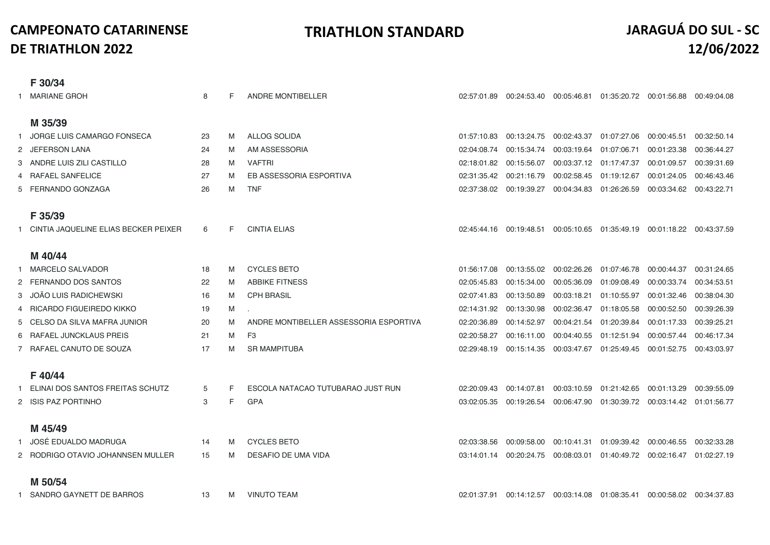# CAMPEONATO CATARINENSE DE TRIATHLON 2022

# TRIATHLON STANDARD

# JARAGUÁ DO SUL - SC 12/06/2022

### F 30/34

| | | | | | | | | | | |
|---|---|---|---|---|---|---|---|---|---|---|
| 1 | MARIANE GROH | 8 | F | ANDRE MONTIBELLER | 02:57:01.89 | 00:24:53.40 | 00:05:46.81 | 01:35:20.72 | 00:01:56.88 | 00:49:04.08 |

### M 35/39

| | | | | | | | | | | |
|---|---|---|---|---|---|---|---|---|---|---|
| 1 | JORGE LUIS CAMARGO FONSECA | 23 | M | ALLOG SOLIDA | 01:57:10.83 | 00:13:24.75 | 00:02:43.37 | 01:07:27.06 | 00:00:45.51 | 00:32:50.14 |
| 2 | JEFERSON LANA | 24 | M | AM ASSESSORIA | 02:04:08.74 | 00:15:34.74 | 00:03:19.64 | 01:07:06.71 | 00:01:23.38 | 00:36:44.27 |
| 3 | ANDRE LUIS ZILI CASTILLO | 28 | M | VAFTRI | 02:18:01.82 | 00:15:56.07 | 00:03:37.12 | 01:17:47.37 | 00:01:09.57 | 00:39:31.69 |
| 4 | RAFAEL SANFELICE | 27 | M | EB ASSESSORIA ESPORTIVA | 02:31:35.42 | 00:21:16.79 | 00:02:58.45 | 01:19:12.67 | 00:01:24.05 | 00:46:43.46 |
| 5 | FERNANDO GONZAGA | 26 | M | TNF | 02:37:38.02 | 00:19:39.27 | 00:04:34.83 | 01:26:26.59 | 00:03:34.62 | 00:43:22.71 |

### F 35/39

| | | | | | | | | | | |
|---|---|---|---|---|---|---|---|---|---|---|
| 1 | CINTIA JAQUELINE ELIAS BECKER PEIXER | 6 | F | CINTIA ELIAS | 02:45:44.16 | 00:19:48.51 | 00:05:10.65 | 01:35:49.19 | 00:01:18.22 | 00:43:37.59 |

### M 40/44

| | | | | | | | | | | |
|---|---|---|---|---|---|---|---|---|---|---|
| 1 | MARCELO SALVADOR | 18 | M | CYCLES BETO | 01:56:17.08 | 00:13:55.02 | 00:02:26.26 | 01:07:46.78 | 00:00:44.37 | 00:31:24.65 |
| 2 | FERNANDO DOS SANTOS | 22 | M | ABBIKE FITNESS | 02:05:45.83 | 00:15:34.00 | 00:05:36.09 | 01:09:08.49 | 00:00:33.74 | 00:34:53.51 |
| 3 | JOÃO LUIS RADICHEWSKI | 16 | M | CPH BRASIL | 02:07:41.83 | 00:13:50.89 | 00:03:18.21 | 01:10:55.97 | 00:01:32.46 | 00:38:04.30 |
| 4 | RICARDO FIGUEIREDO KIKKO | 19 | M | . | 02:14:31.92 | 00:13:30.98 | 00:02:36.47 | 01:18:05.58 | 00:00:52.50 | 00:39:26.39 |
| 5 | CELSO DA SILVA MAFRA JUNIOR | 20 | M | ANDRE MONTIBELLER ASSESSORIA ESPORTIVA | 02:20:36.89 | 00:14:52.97 | 00:04:21.54 | 01:20:39.84 | 00:01:17.33 | 00:39:25.21 |
| 6 | RAFAEL JUNCKLAUS PREIS | 21 | M | F3 | 02:20:58.27 | 00:16:11.00 | 00:04:40.55 | 01:12:51.94 | 00:00:57.44 | 00:46:17.34 |
| 7 | RAFAEL CANUTO DE SOUZA | 17 | M | SR MAMPITUBA | 02:29:48.19 | 00:15:14.35 | 00:03:47.67 | 01:25:49.45 | 00:01:52.75 | 00:43:03.97 |

### F 40/44

| | | | | | | | | | | |
|---|---|---|---|---|---|---|---|---|---|---|
| 1 | ELINAI DOS SANTOS FREITAS SCHUTZ | 5 | F | ESCOLA NATACAO TUTUBARAO JUST RUN | 02:20:09.43 | 00:14:07.81 | 00:03:10.59 | 01:21:42.65 | 00:01:13.29 | 00:39:55.09 |
| 2 | ISIS PAZ PORTINHO | 3 | F | GPA | 03:02:05.35 | 00:19:26.54 | 00:06:47.90 | 01:30:39.72 | 00:03:14.42 | 01:01:56.77 |

### M 45/49

| | | | | | | | | | | |
|---|---|---|---|---|---|---|---|---|---|---|
| 1 | JOSÉ EDUALDO MADRUGA | 14 | M | CYCLES BETO | 02:03:38.56 | 00:09:58.00 | 00:10:41.31 | 01:09:39.42 | 00:00:46.55 | 00:32:33.28 |
| 2 | RODRIGO OTAVIO JOHANNSEN MULLER | 15 | M | DESAFIO DE UMA VIDA | 03:14:01.14 | 00:20:24.75 | 00:08:03.01 | 01:40:49.72 | 00:02:16.47 | 01:02:27.19 |

### M 50/54

| | | | | | | | | | | |
|---|---|---|---|---|---|---|---|---|---|---|
| 1 | SANDRO GAYNETT DE BARROS | 13 | M | VINUTO TEAM | 02:01:37.91 | 00:14:12.57 | 00:03:14.08 | 01:08:35.41 | 00:00:58.02 | 00:34:37.83 |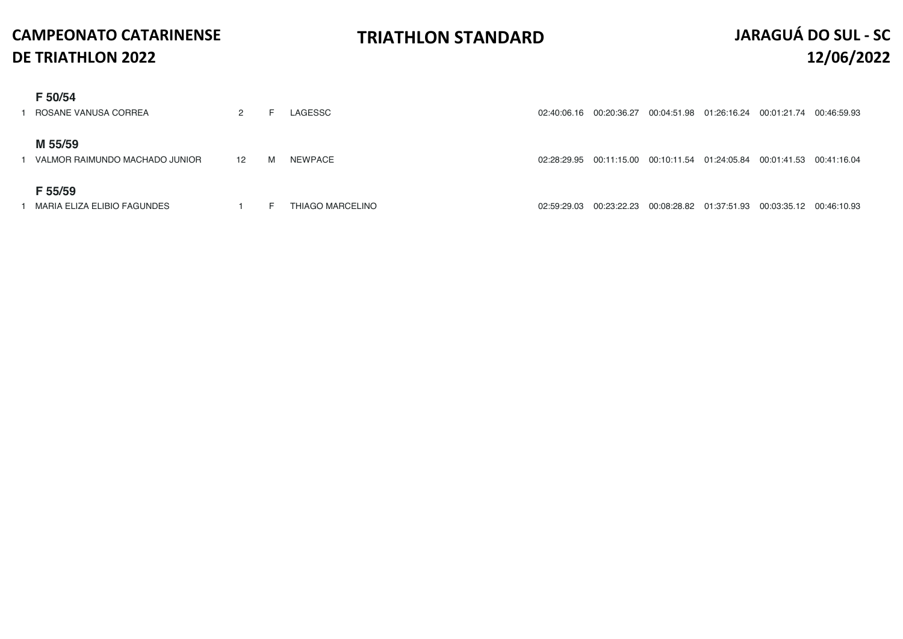**CAMPEONATO CATARINENSE DE TRIATHLON 2022** — **TRIATHLON STANDARD** — **JARAGUÁ DO SUL - SC 12/06/2022**

### F 50/54

| | | | | | | | | | | |
|---|---|---|---|---|---|---|---|---|---|---|
| 1 | ROSANE VANUSA CORREA | 2 | F | LAGESSC | 02:40:06.16 | 00:20:36.27 | 00:04:51.98 | 01:26:16.24 | 00:01:21.74 | 00:46:59.93 |

### M 55/59

| | | | | | | | | | | |
|---|---|---|---|---|---|---|---|---|---|---|
| 1 | VALMOR RAIMUNDO MACHADO JUNIOR | 12 | M | NEWPACE | 02:28:29.95 | 00:11:15.00 | 00:10:11.54 | 01:24:05.84 | 00:01:41.53 | 00:41:16.04 |

### F 55/59

| | | | | | | | | | | |
|---|---|---|---|---|---|---|---|---|---|---|
| 1 | MARIA ELIZA ELIBIO FAGUNDES | 1 | F | THIAGO MARCELINO | 02:59:29.03 | 00:23:22.23 | 00:08:28.82 | 01:37:51.93 | 00:03:35.12 | 00:46:10.93 |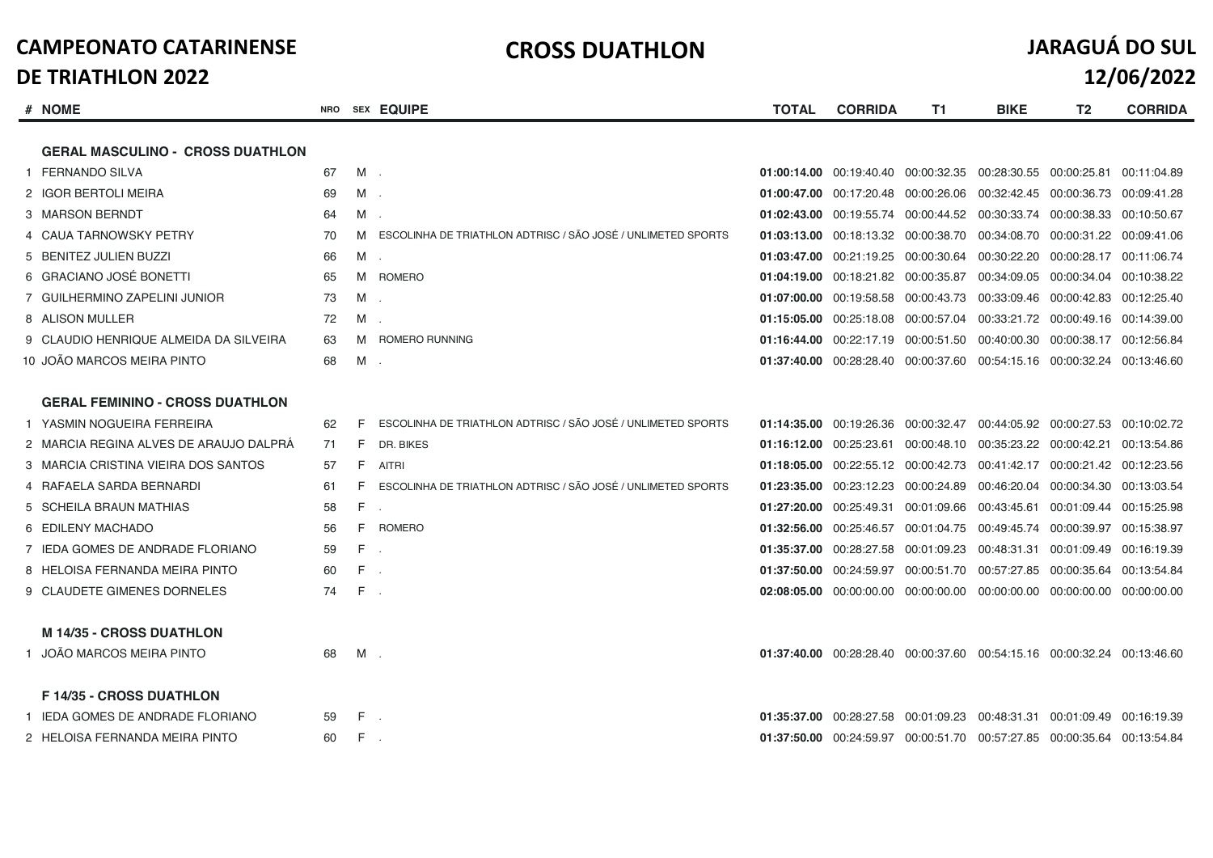# CAMPEONATO CATARINENSE DE TRIATHLON 2022

# CROSS DUATHLON

# JARAGUÁ DO SUL 12/06/2022

| # | NOME | NRO | SEX | EQUIPE | TOTAL | CORRIDA | T1 | BIKE | T2 | CORRIDA |
|---|---|---|---|---|---|---|---|---|---|---|
| | **GERAL MASCULINO - CROSS DUATHLON** | | | | | | | | | |
| 1 | FERNANDO SILVA | 67 | M | . | **01:00:14.00** | 00:19:40.40 | 00:00:32.35 | 00:28:30.55 | 00:00:25.81 | 00:11:04.89 |
| 2 | IGOR BERTOLI MEIRA | 69 | M | . | **01:00:47.00** | 00:17:20.48 | 00:00:26.06 | 00:32:42.45 | 00:00:36.73 | 00:09:41.28 |
| 3 | MARSON BERNDT | 64 | M | . | **01:02:43.00** | 00:19:55.74 | 00:00:44.52 | 00:30:33.74 | 00:00:38.33 | 00:10:50.67 |
| 4 | CAUA TARNOWSKY PETRY | 70 | M | ESCOLINHA DE TRIATHLON ADTRISC / SÃO JOSÉ / UNLIMETED SPORTS | **01:03:13.00** | 00:18:13.32 | 00:00:38.70 | 00:34:08.70 | 00:00:31.22 | 00:09:41.06 |
| 5 | BENITEZ JULIEN BUZZI | 66 | M | . | **01:03:47.00** | 00:21:19.25 | 00:00:30.64 | 00:30:22.20 | 00:00:28.17 | 00:11:06.74 |
| 6 | GRACIANO JOSÉ BONETTI | 65 | M | ROMERO | **01:04:19.00** | 00:18:21.82 | 00:00:35.87 | 00:34:09.05 | 00:00:34.04 | 00:10:38.22 |
| 7 | GUILHERMINO ZAPELINI JUNIOR | 73 | M | . | **01:07:00.00** | 00:19:58.58 | 00:00:43.73 | 00:33:09.46 | 00:00:42.83 | 00:12:25.40 |
| 8 | ALISON MULLER | 72 | M | . | **01:15:05.00** | 00:25:18.08 | 00:00:57.04 | 00:33:21.72 | 00:00:49.16 | 00:14:39.00 |
| 9 | CLAUDIO HENRIQUE ALMEIDA DA SILVEIRA | 63 | M | ROMERO RUNNING | **01:16:44.00** | 00:22:17.19 | 00:00:51.50 | 00:40:00.30 | 00:00:38.17 | 00:12:56.84 |
| 10 | JOÃO MARCOS MEIRA PINTO | 68 | M | . | **01:37:40.00** | 00:28:28.40 | 00:00:37.60 | 00:54:15.16 | 00:00:32.24 | 00:13:46.60 |
| | **GERAL FEMININO - CROSS DUATHLON** | | | | | | | | | |
| 1 | YASMIN NOGUEIRA FERREIRA | 62 | F | ESCOLINHA DE TRIATHLON ADTRISC / SÃO JOSÉ / UNLIMETED SPORTS | **01:14:35.00** | 00:19:26.36 | 00:00:32.47 | 00:44:05.92 | 00:00:27.53 | 00:10:02.72 |
| 2 | MARCIA REGINA ALVES DE ARAUJO DALPRÁ | 71 | F | DR. BIKES | **01:16:12.00** | 00:25:23.61 | 00:00:48.10 | 00:35:23.22 | 00:00:42.21 | 00:13:54.86 |
| 3 | MARCIA CRISTINA VIEIRA DOS SANTOS | 57 | F | AITRI | **01:18:05.00** | 00:22:55.12 | 00:00:42.73 | 00:41:42.17 | 00:00:21.42 | 00:12:23.56 |
| 4 | RAFAELA SARDA BERNARDI | 61 | F | ESCOLINHA DE TRIATHLON ADTRISC / SÃO JOSÉ / UNLIMETED SPORTS | **01:23:35.00** | 00:23:12.23 | 00:00:24.89 | 00:46:20.04 | 00:00:34.30 | 00:13:03.54 |
| 5 | SCHEILA BRAUN MATHIAS | 58 | F | . | **01:27:20.00** | 00:25:49.31 | 00:01:09.66 | 00:43:45.61 | 00:01:09.44 | 00:15:25.98 |
| 6 | EDILENY MACHADO | 56 | F | ROMERO | **01:32:56.00** | 00:25:46.57 | 00:01:04.75 | 00:49:45.74 | 00:00:39.97 | 00:15:38.97 |
| 7 | IEDA GOMES DE ANDRADE FLORIANO | 59 | F | . | **01:35:37.00** | 00:28:27.58 | 00:01:09.23 | 00:48:31.31 | 00:01:09.49 | 00:16:19.39 |
| 8 | HELOISA FERNANDA MEIRA PINTO | 60 | F | . | **01:37:50.00** | 00:24:59.97 | 00:00:51.70 | 00:57:27.85 | 00:00:35.64 | 00:13:54.84 |
| 9 | CLAUDETE GIMENES DORNELES | 74 | F | . | **02:08:05.00** | 00:00:00.00 | 00:00:00.00 | 00:00:00.00 | 00:00:00.00 | 00:00:00.00 |
| | **M 14/35 - CROSS DUATHLON** | | | | | | | | | |
| 1 | JOÃO MARCOS MEIRA PINTO | 68 | M | . | **01:37:40.00** | 00:28:28.40 | 00:00:37.60 | 00:54:15.16 | 00:00:32.24 | 00:13:46.60 |
| | **F 14/35 - CROSS DUATHLON** | | | | | | | | | |
| 1 | IEDA GOMES DE ANDRADE FLORIANO | 59 | F | . | **01:35:37.00** | 00:28:27.58 | 00:01:09.23 | 00:48:31.31 | 00:01:09.49 | 00:16:19.39 |
| 2 | HELOISA FERNANDA MEIRA PINTO | 60 | F | . | **01:37:50.00** | 00:24:59.97 | 00:00:51.70 | 00:57:27.85 | 00:00:35.64 | 00:13:54.84 |